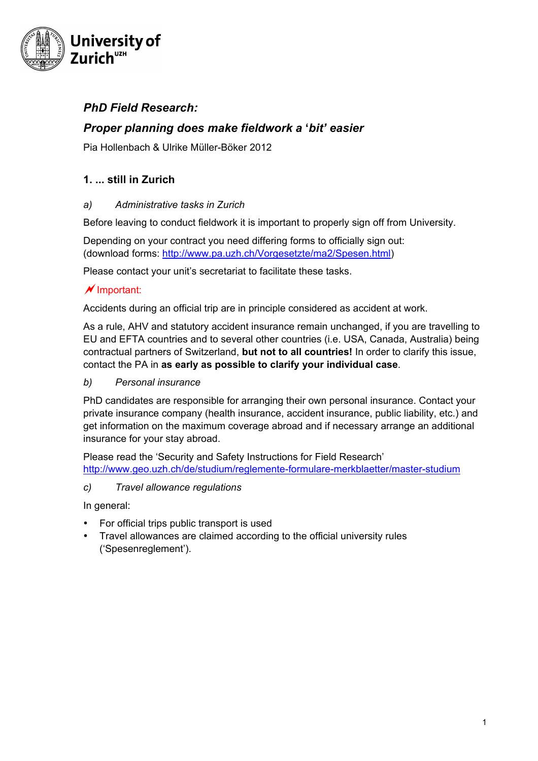University of Zurich[UZH]

## *PhD Field Research:*

## *Proper planning does make fieldwork a 'bit' easier*

Pia Hollenbach & Ulrike Müller-Böker 2012

### 1. ... still in Zurich

*a) Administrative tasks in Zurich*

Before leaving to conduct fieldwork it is important to properly sign off from University.

Depending on your contract you need differing forms to officially sign out:
(download forms: http://www.pa.uzh.ch/Vorgesetzte/ma2/Spesen.html)

Please contact your unit's secretariat to facilitate these tasks.

Important:

Accidents during an official trip are in principle considered as accident at work.

As a rule, AHV and statutory accident insurance remain unchanged, if you are travelling to EU and EFTA countries and to several other countries (i.e. USA, Canada, Australia) being contractual partners of Switzerland, **but not to all countries!** In order to clarify this issue, contact the PA in **as early as possible to clarify your individual case**.

*b) Personal insurance*

PhD candidates are responsible for arranging their own personal insurance. Contact your private insurance company (health insurance, accident insurance, public liability, etc.) and get information on the maximum coverage abroad and if necessary arrange an additional insurance for your stay abroad.

Please read the 'Security and Safety Instructions for Field Research'
http://www.geo.uzh.ch/de/studium/reglemente-formulare-merkblaetter/master-studium

*c) Travel allowance regulations*

In general:

- For official trips public transport is used
- Travel allowances are claimed according to the official university rules ('Spesenreglement').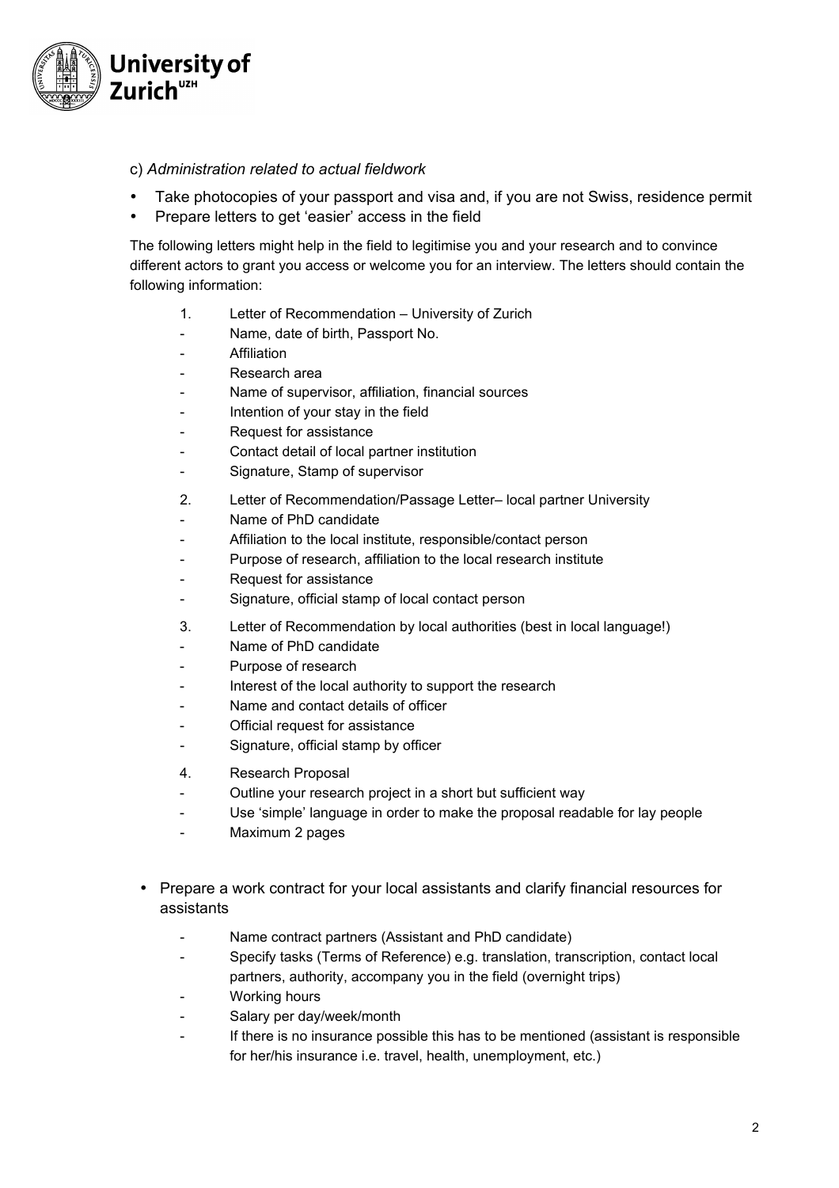c) *Administration related to actual fieldwork*

- Take photocopies of your passport and visa and, if you are not Swiss, residence permit
- Prepare letters to get 'easier' access in the field

The following letters might help in the field to legitimise you and your research and to convince different actors to grant you access or welcome you for an interview. The letters should contain the following information:

1. Letter of Recommendation – University of Zurich
   - Name, date of birth, Passport No.
   - Affiliation
   - Research area
   - Name of supervisor, affiliation, financial sources
   - Intention of your stay in the field
   - Request for assistance
   - Contact detail of local partner institution
   - Signature, Stamp of supervisor
2. Letter of Recommendation/Passage Letter– local partner University
   - Name of PhD candidate
   - Affiliation to the local institute, responsible/contact person
   - Purpose of research, affiliation to the local research institute
   - Request for assistance
   - Signature, official stamp of local contact person
3. Letter of Recommendation by local authorities (best in local language!)
   - Name of PhD candidate
   - Purpose of research
   - Interest of the local authority to support the research
   - Name and contact details of officer
   - Official request for assistance
   - Signature, official stamp by officer
4. Research Proposal
   - Outline your research project in a short but sufficient way
   - Use 'simple' language in order to make the proposal readable for lay people
   - Maximum 2 pages

- Prepare a work contract for your local assistants and clarify financial resources for assistants
  - Name contract partners (Assistant and PhD candidate)
  - Specify tasks (Terms of Reference) e.g. translation, transcription, contact local partners, authority, accompany you in the field (overnight trips)
  - Working hours
  - Salary per day/week/month
  - If there is no insurance possible this has to be mentioned (assistant is responsible for her/his insurance i.e. travel, health, unemployment, etc.)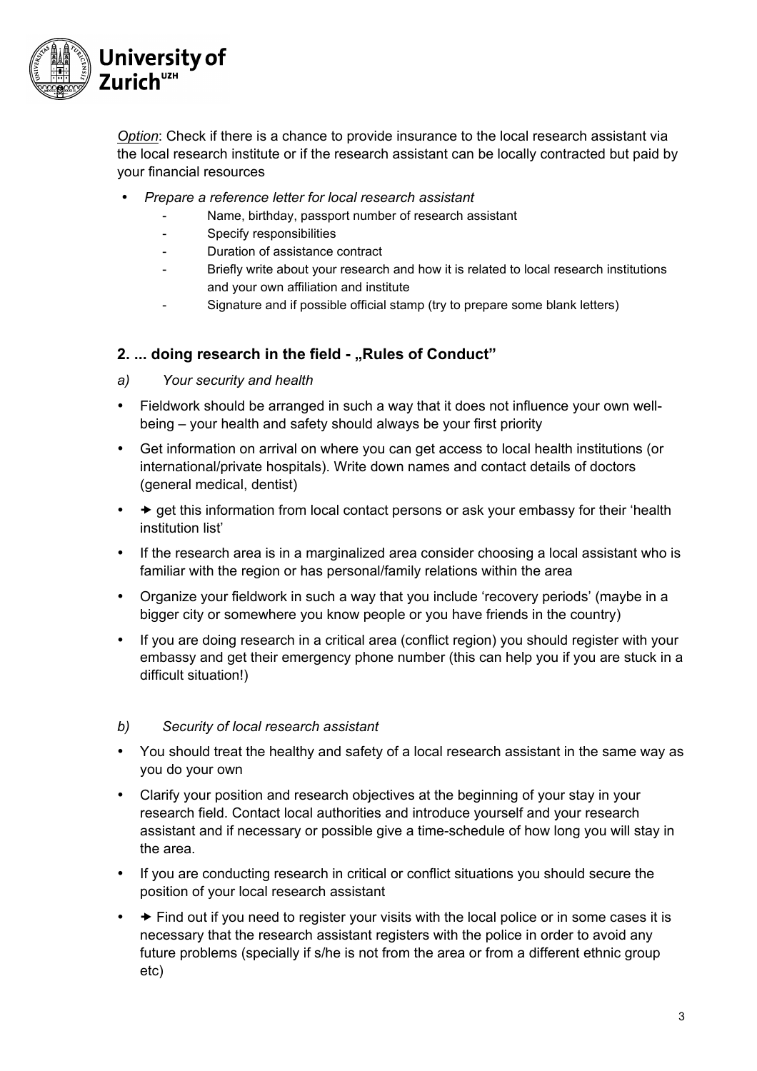*Option*: Check if there is a chance to provide insurance to the local research assistant via the local research institute or if the research assistant can be locally contracted but paid by your financial resources

- *Prepare a reference letter for local research assistant*
    - Name, birthday, passport number of research assistant
    - Specify responsibilities
    - Duration of assistance contract
    - Briefly write about your research and how it is related to local research institutions and your own affiliation and institute
    - Signature and if possible official stamp (try to prepare some blank letters)

## 2. ... doing research in the field - „Rules of Conduct"

*a) Your security and health*

- Fieldwork should be arranged in such a way that it does not influence your own well-being – your health and safety should always be your first priority
- Get information on arrival on where you can get access to local health institutions (or international/private hospitals). Write down names and contact details of doctors (general medical, dentist)
- → get this information from local contact persons or ask your embassy for their 'health institution list'
- If the research area is in a marginalized area consider choosing a local assistant who is familiar with the region or has personal/family relations within the area
- Organize your fieldwork in such a way that you include 'recovery periods' (maybe in a bigger city or somewhere you know people or you have friends in the country)
- If you are doing research in a critical area (conflict region) you should register with your embassy and get their emergency phone number (this can help you if you are stuck in a difficult situation!)

*b) Security of local research assistant*

- You should treat the healthy and safety of a local research assistant in the same way as you do your own
- Clarify your position and research objectives at the beginning of your stay in your research field. Contact local authorities and introduce yourself and your research assistant and if necessary or possible give a time-schedule of how long you will stay in the area.
- If you are conducting research in critical or conflict situations you should secure the position of your local research assistant
- → Find out if you need to register your visits with the local police or in some cases it is necessary that the research assistant registers with the police in order to avoid any future problems (specially if s/he is not from the area or from a different ethnic group etc)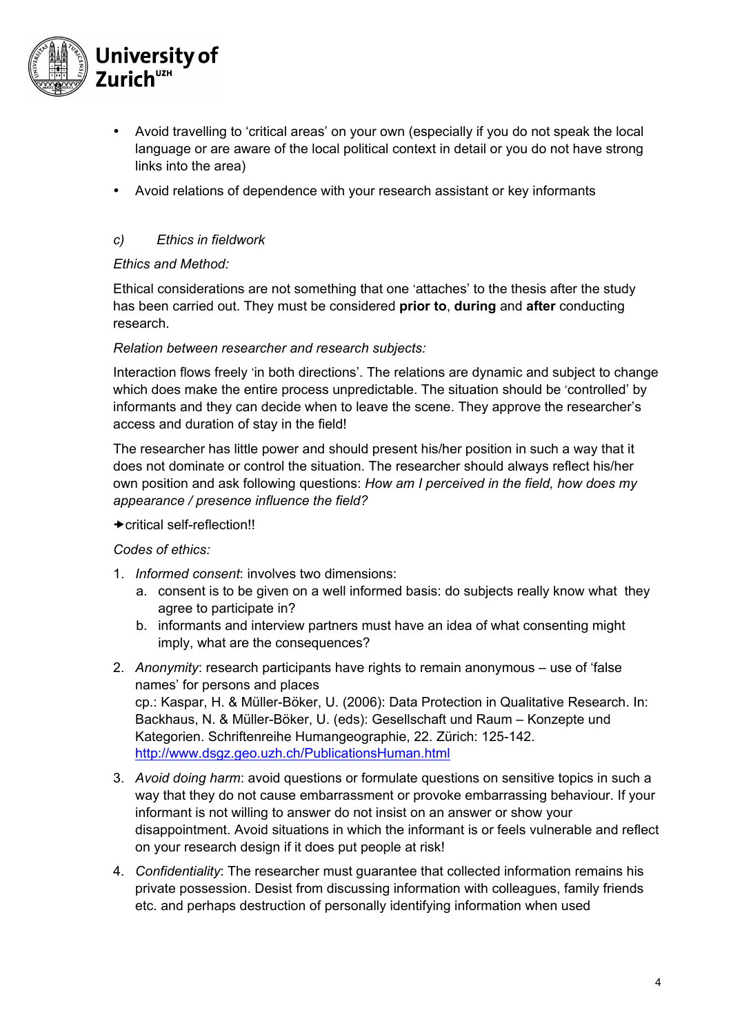- Avoid travelling to 'critical areas' on your own (especially if you do not speak the local language or are aware of the local political context in detail or you do not have strong links into the area)
- Avoid relations of dependence with your research assistant or key informants

### *c) Ethics in fieldwork*

*Ethics and Method:*

Ethical considerations are not something that one 'attaches' to the thesis after the study has been carried out. They must be considered **prior to**, **during** and **after** conducting research.

*Relation between researcher and research subjects:*

Interaction flows freely 'in both directions'. The relations are dynamic and subject to change which does make the entire process unpredictable. The situation should be 'controlled' by informants and they can decide when to leave the scene. They approve the researcher's access and duration of stay in the field!

The researcher has little power and should present his/her position in such a way that it does not dominate or control the situation. The researcher should always reflect his/her own position and ask following questions: *How am I perceived in the field, how does my appearance / presence influence the field?*

→critical self-reflection!!

*Codes of ethics:*

1. *Informed consent*: involves two dimensions:
   a. consent is to be given on a well informed basis: do subjects really know what they agree to participate in?
   b. informants and interview partners must have an idea of what consenting might imply, what are the consequences?
2. *Anonymity*: research participants have rights to remain anonymous – use of 'false names' for persons and places
   cp.: Kaspar, H. & Müller-Böker, U. (2006): Data Protection in Qualitative Research. In: Backhaus, N. & Müller-Böker, U. (eds): Gesellschaft und Raum – Konzepte und Kategorien. Schriftenreihe Humangeographie, 22. Zürich: 125-142.
   [http://www.dsgz.geo.uzh.ch/PublicationsHuman.html](http://www.dsgz.geo.uzh.ch/PublicationsHuman.html)
3. *Avoid doing harm*: avoid questions or formulate questions on sensitive topics in such a way that they do not cause embarrassment or provoke embarrassing behaviour. If your informant is not willing to answer do not insist on an answer or show your disappointment. Avoid situations in which the informant is or feels vulnerable and reflect on your research design if it does put people at risk!
4. *Confidentiality*: The researcher must guarantee that collected information remains his private possession. Desist from discussing information with colleagues, family friends etc. and perhaps destruction of personally identifying information when used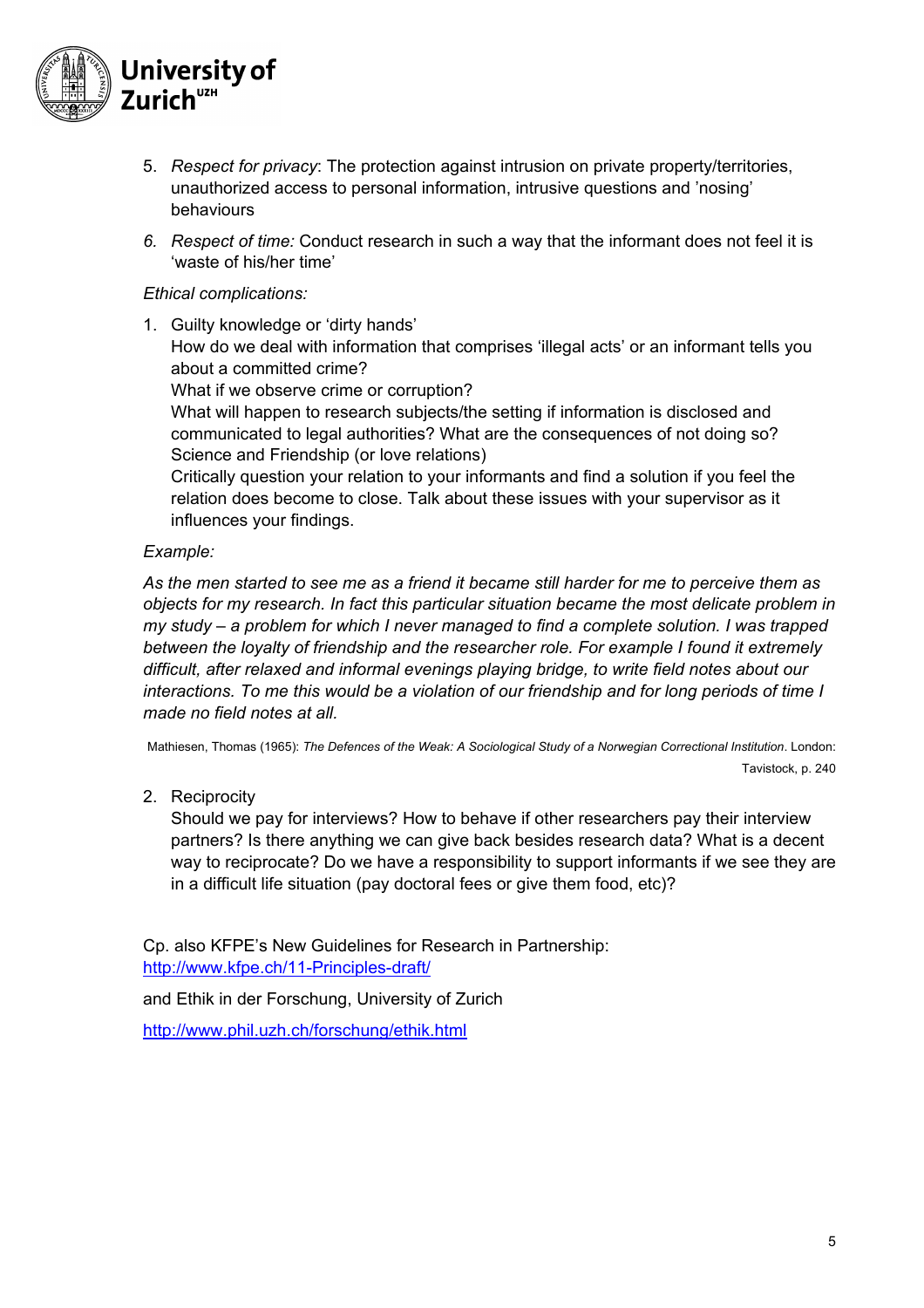5. *Respect for privacy*: The protection against intrusion on private property/territories, unauthorized access to personal information, intrusive questions and 'nosing' behaviours
6. *Respect of time:* Conduct research in such a way that the informant does not feel it is 'waste of his/her time'

*Ethical complications:*

1. Guilty knowledge or 'dirty hands'
   How do we deal with information that comprises 'illegal acts' or an informant tells you about a committed crime?
   What if we observe crime or corruption?
   What will happen to research subjects/the setting if information is disclosed and communicated to legal authorities? What are the consequences of not doing so?
   Science and Friendship (or love relations)
   Critically question your relation to your informants and find a solution if you feel the relation does become to close. Talk about these issues with your supervisor as it influences your findings.

*Example:*

*As the men started to see me as a friend it became still harder for me to perceive them as objects for my research. In fact this particular situation became the most delicate problem in my study – a problem for which I never managed to find a complete solution. I was trapped between the loyalty of friendship and the researcher role. For example I found it extremely difficult, after relaxed and informal evenings playing bridge, to write field notes about our interactions. To me this would be a violation of our friendship and for long periods of time I made no field notes at all.*

Mathiesen, Thomas (1965): *The Defences of the Weak: A Sociological Study of a Norwegian Correctional Institution*. London: Tavistock, p. 240

2. Reciprocity
   Should we pay for interviews? How to behave if other researchers pay their interview partners? Is there anything we can give back besides research data? What is a decent way to reciprocate? Do we have a responsibility to support informants if we see they are in a difficult life situation (pay doctoral fees or give them food, etc)?

Cp. also KFPE's New Guidelines for Research in Partnership:
http://www.kfpe.ch/11-Principles-draft/

and Ethik in der Forschung, University of Zurich

http://www.phil.uzh.ch/forschung/ethik.html